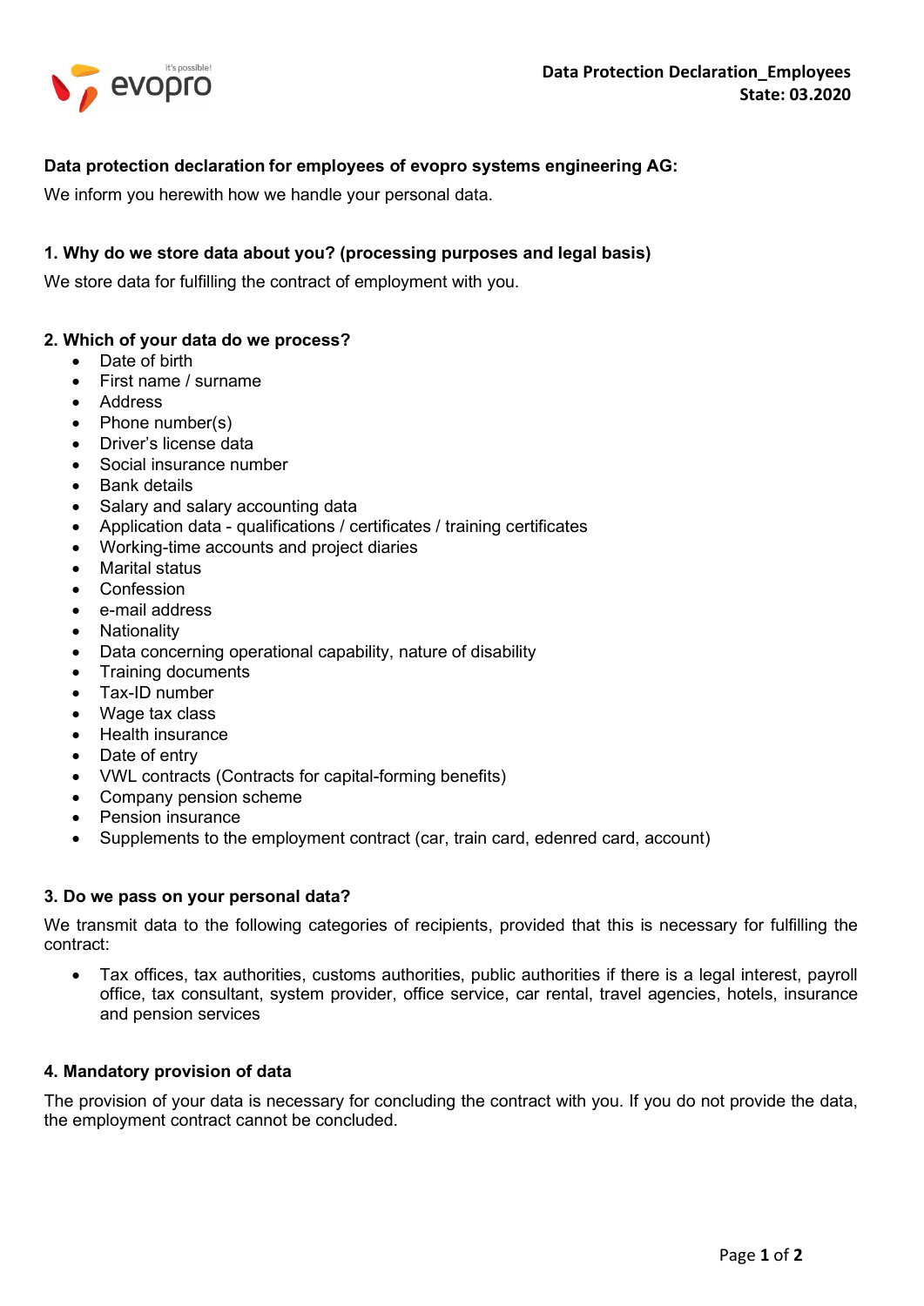**Data protection declaration for employees of evopro systems engineering AG:**

We inform you herewith how we handle your personal data.

### 1. Why do we store data about you? (processing purposes and legal basis)

We store data for fulfilling the contract of employment with you.

### 2. Which of your data do we process?

- Date of birth
- First name / surname
- Address
- Phone number(s)
- Driver's license data
- Social insurance number
- Bank details
- Salary and salary accounting data
- Application data - qualifications / certificates / training certificates
- Working-time accounts and project diaries
- Marital status
- Confession
- e-mail address
- Nationality
- Data concerning operational capability, nature of disability
- Training documents
- Tax-ID number
- Wage tax class
- Health insurance
- Date of entry
- VWL contracts (Contracts for capital-forming benefits)
- Company pension scheme
- Pension insurance
- Supplements to the employment contract (car, train card, edenred card, account)

### 3. Do we pass on your personal data?

We transmit data to the following categories of recipients, provided that this is necessary for fulfilling the contract:

- Tax offices, tax authorities, customs authorities, public authorities if there is a legal interest, payroll office, tax consultant, system provider, office service, car rental, travel agencies, hotels, insurance and pension services

### 4. Mandatory provision of data

The provision of your data is necessary for concluding the contract with you. If you do not provide the data, the employment contract cannot be concluded.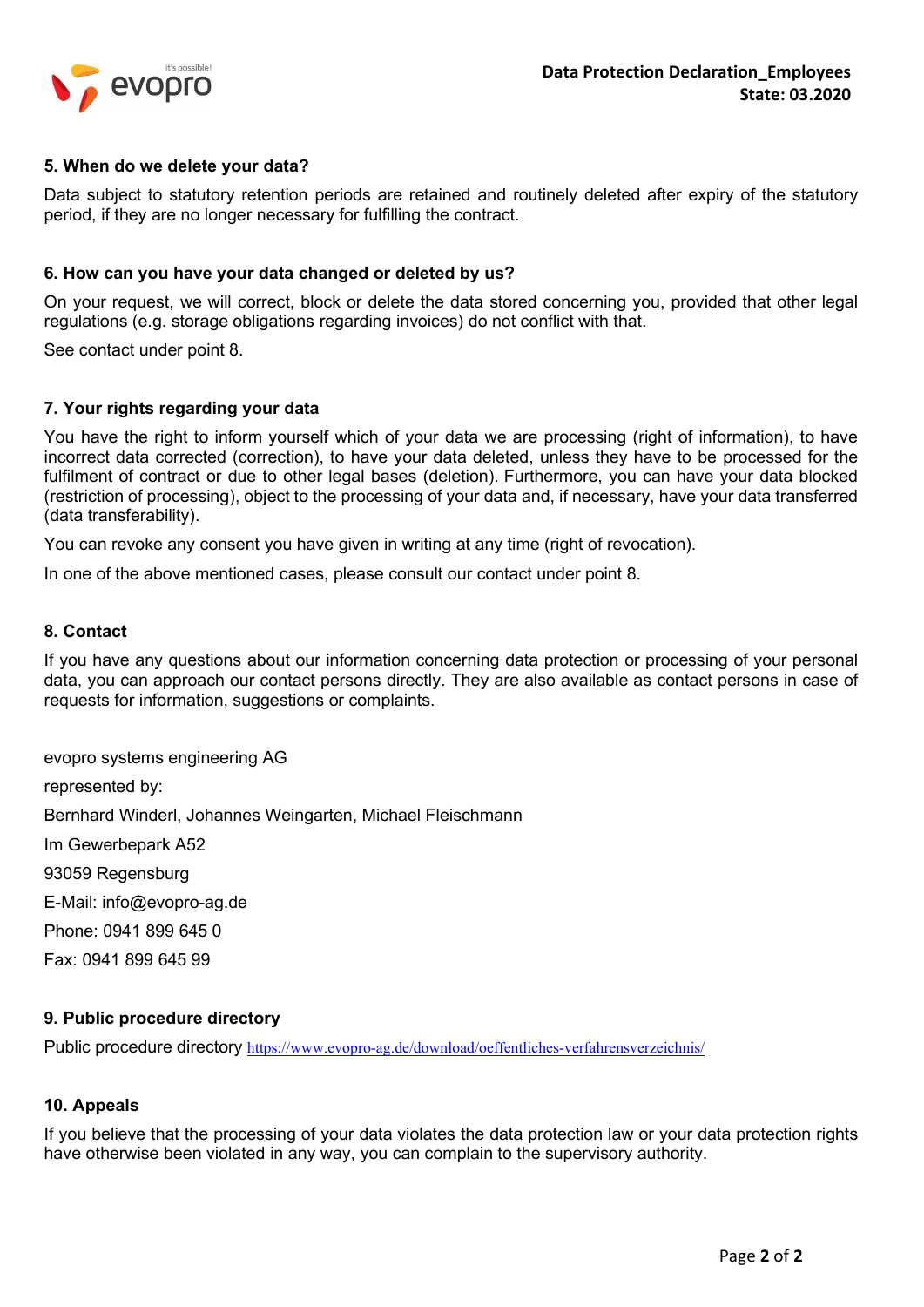## 5. When do we delete your data?

Data subject to statutory retention periods are retained and routinely deleted after expiry of the statutory period, if they are no longer necessary for fulfilling the contract.

## 6. How can you have your data changed or deleted by us?

On your request, we will correct, block or delete the data stored concerning you, provided that other legal regulations (e.g. storage obligations regarding invoices) do not conflict with that.

See contact under point 8.

## 7. Your rights regarding your data

You have the right to inform yourself which of your data we are processing (right of information), to have incorrect data corrected (correction), to have your data deleted, unless they have to be processed for the fulfilment of contract or due to other legal bases (deletion). Furthermore, you can have your data blocked (restriction of processing), object to the processing of your data and, if necessary, have your data transferred (data transferability).

You can revoke any consent you have given in writing at any time (right of revocation).

In one of the above mentioned cases, please consult our contact under point 8.

## 8. Contact

If you have any questions about our information concerning data protection or processing of your personal data, you can approach our contact persons directly. They are also available as contact persons in case of requests for information, suggestions or complaints.

evopro systems engineering AG

represented by:

Bernhard Winderl, Johannes Weingarten, Michael Fleischmann

Im Gewerbepark A52

93059 Regensburg

E-Mail: info@evopro-ag.de

Phone: 0941 899 645 0

Fax: 0941 899 645 99

## 9. Public procedure directory

Public procedure directory https://www.evopro-ag.de/download/oeffentliches-verfahrensverzeichnis/

## 10. Appeals

If you believe that the processing of your data violates the data protection law or your data protection rights have otherwise been violated in any way, you can complain to the supervisory authority.